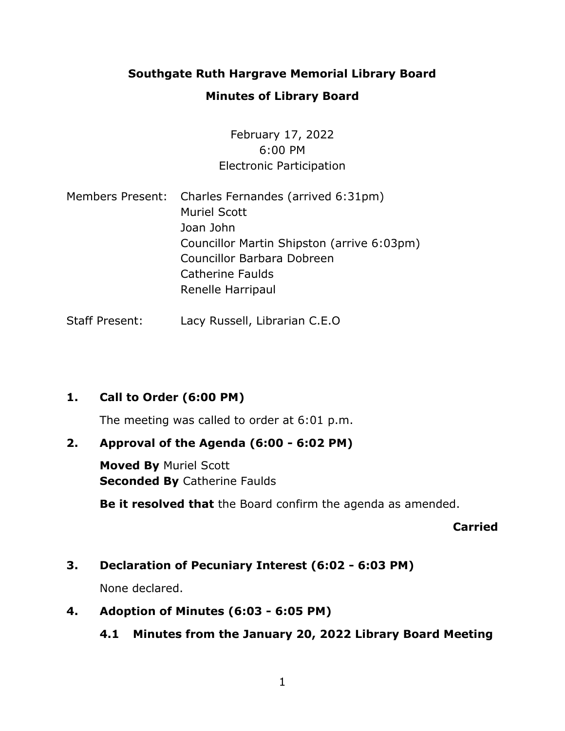# Southgate Ruth Hargrave Memorial Library Board

## Minutes of Library Board

February 17, 2022
6:00 PM
Electronic Participation

Members Present: Charles Fernandes (arrived 6:31pm)
Muriel Scott
Joan John
Councillor Martin Shipston (arrive 6:03pm)
Councillor Barbara Dobreen
Catherine Faulds
Renelle Harripaul

Staff Present: Lacy Russell, Librarian C.E.O

### 1. Call to Order (6:00 PM)

The meeting was called to order at 6:01 p.m.

### 2. Approval of the Agenda (6:00 - 6:02 PM)

**Moved By** Muriel Scott
**Seconded By** Catherine Faulds

**Be it resolved that** the Board confirm the agenda as amended.

**Carried**

### 3. Declaration of Pecuniary Interest (6:02 - 6:03 PM)

None declared.

### 4. Adoption of Minutes (6:03 - 6:05 PM)

#### 4.1 Minutes from the January 20, 2022 Library Board Meeting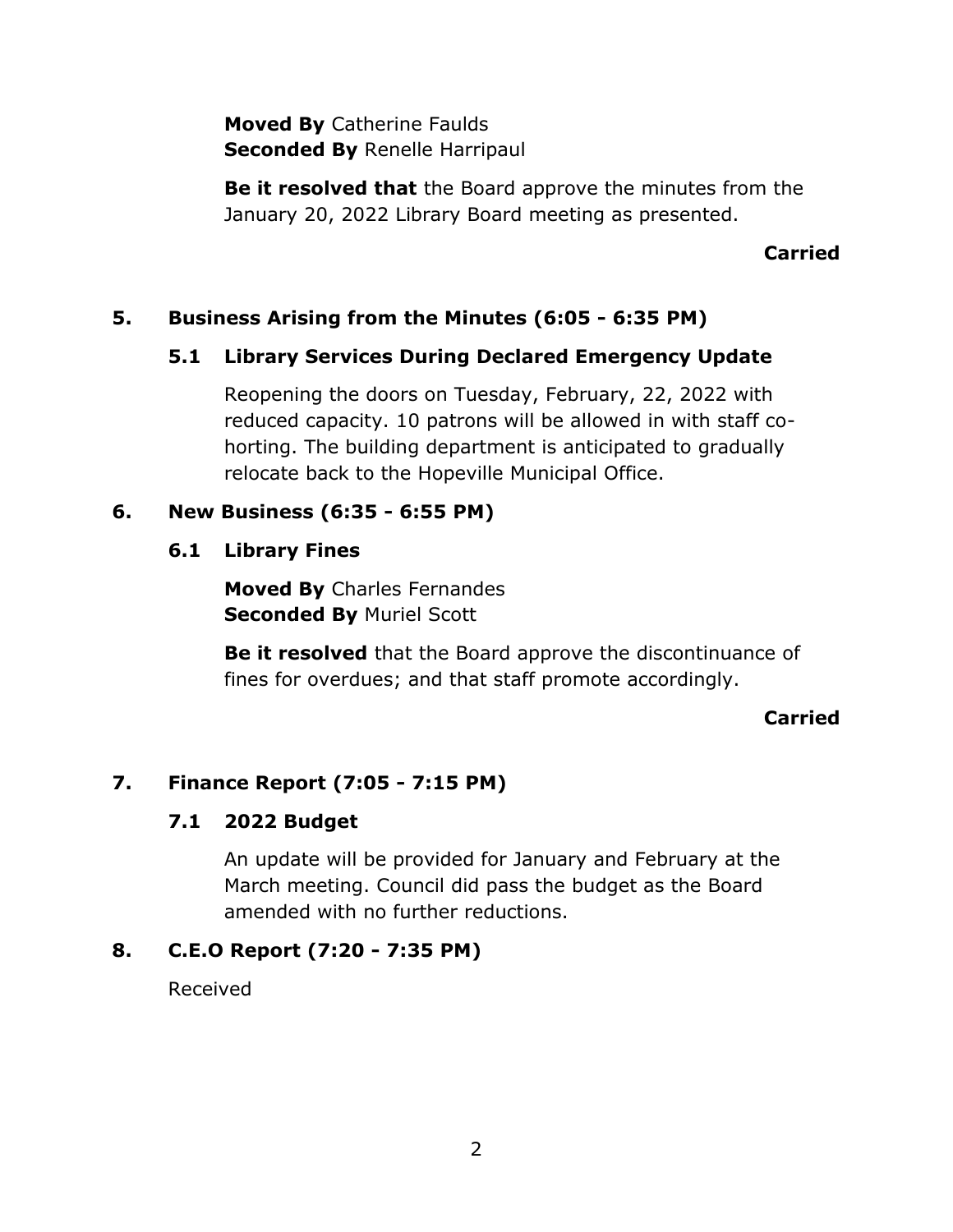**Moved By** Catherine Faulds
**Seconded By** Renelle Harripaul

**Be it resolved that** the Board approve the minutes from the January 20, 2022 Library Board meeting as presented.

**Carried**

## 5. Business Arising from the Minutes (6:05 - 6:35 PM)

### 5.1 Library Services During Declared Emergency Update

Reopening the doors on Tuesday, February, 22, 2022 with reduced capacity. 10 patrons will be allowed in with staff co-horting. The building department is anticipated to gradually relocate back to the Hopeville Municipal Office.

## 6. New Business (6:35 - 6:55 PM)

### 6.1 Library Fines

**Moved By** Charles Fernandes
**Seconded By** Muriel Scott

**Be it resolved** that the Board approve the discontinuance of fines for overdues; and that staff promote accordingly.

**Carried**

## 7. Finance Report (7:05 - 7:15 PM)

### 7.1 2022 Budget

An update will be provided for January and February at the March meeting. Council did pass the budget as the Board amended with no further reductions.

## 8. C.E.O Report (7:20 - 7:35 PM)

Received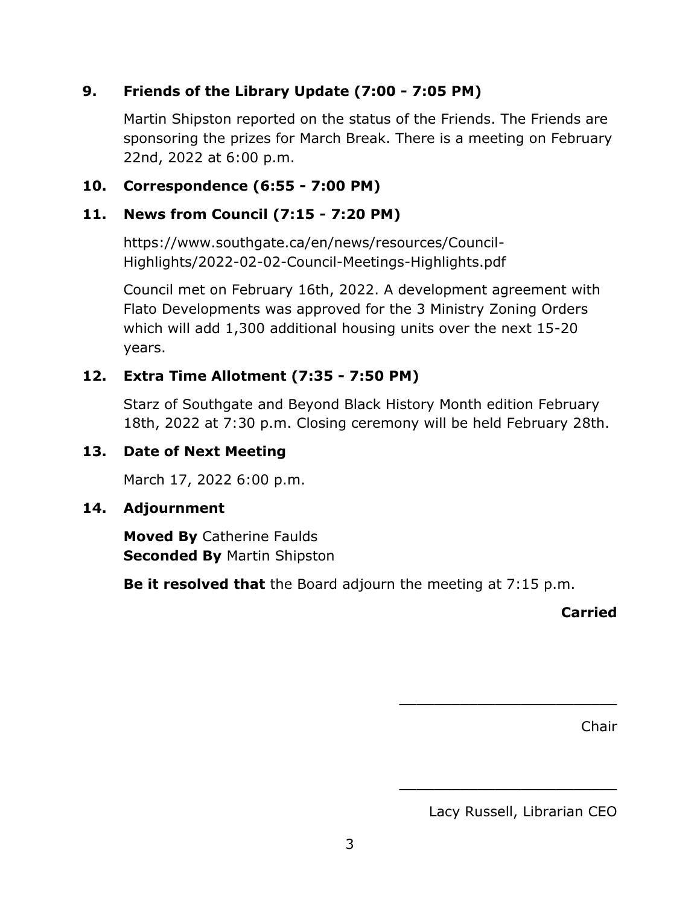## 9. Friends of the Library Update (7:00 - 7:05 PM)

Martin Shipston reported on the status of the Friends. The Friends are sponsoring the prizes for March Break. There is a meeting on February 22nd, 2022 at 6:00 p.m.

## 10. Correspondence (6:55 - 7:00 PM)

## 11. News from Council (7:15 - 7:20 PM)

https://www.southgate.ca/en/news/resources/Council-Highlights/2022-02-02-Council-Meetings-Highlights.pdf

Council met on February 16th, 2022. A development agreement with Flato Developments was approved for the 3 Ministry Zoning Orders which will add 1,300 additional housing units over the next 15-20 years.

## 12. Extra Time Allotment (7:35 - 7:50 PM)

Starz of Southgate and Beyond Black History Month edition February 18th, 2022 at 7:30 p.m. Closing ceremony will be held February 28th.

## 13. Date of Next Meeting

March 17, 2022 6:00 p.m.

## 14. Adjournment

**Moved By** Catherine Faulds
**Seconded By** Martin Shipston

**Be it resolved that** the Board adjourn the meeting at 7:15 p.m.

**Carried**

_________________________

Chair

_________________________

Lacy Russell, Librarian CEO